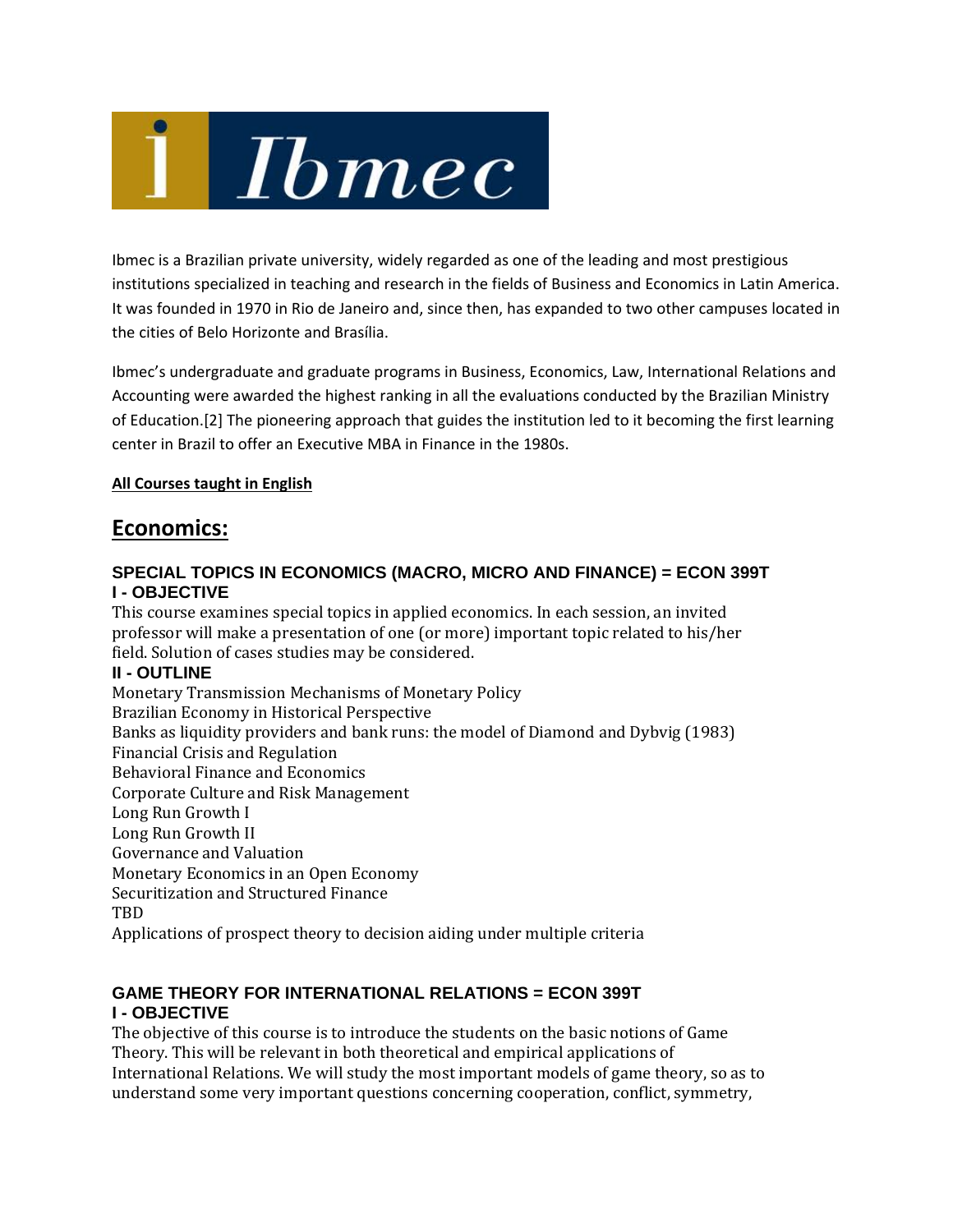Ibmec is a Brazilian private university, widely regarded as one of the leading and most prestigious institutions specialized in teaching and research in the fields of Business and Economics in Latin America. It was founded in 1970 in Rio de Janeiro and, since then, has expanded to two other campuses located in the cities of Belo Horizonte and Brasília.

Ibmec's undergraduate and graduate programs in Business, Economics, Law, International Relations and Accounting were awarded the highest ranking in all the evaluations conducted by the Brazilian Ministry of Education.[2] The pioneering approach that guides the institution led to it becoming the first learning center in Brazil to offer an Executive MBA in Finance in the 1980s.

**All Courses taught in English**

# Economics:

### SPECIAL TOPICS IN ECONOMICS (MACRO, MICRO AND FINANCE) = ECON 399T

#### I - OBJECTIVE

This course examines special topics in applied economics. In each session, an invited professor will make a presentation of one (or more) important topic related to his/her field. Solution of cases studies may be considered.

#### II - OUTLINE

Monetary Transmission Mechanisms of Monetary Policy
Brazilian Economy in Historical Perspective
Banks as liquidity providers and bank runs: the model of Diamond and Dybvig (1983)
Financial Crisis and Regulation
Behavioral Finance and Economics
Corporate Culture and Risk Management
Long Run Growth I
Long Run Growth II
Governance and Valuation
Monetary Economics in an Open Economy
Securitization and Structured Finance
TBD
Applications of prospect theory to decision aiding under multiple criteria

### GAME THEORY FOR INTERNATIONAL RELATIONS = ECON 399T

#### I - OBJECTIVE

The objective of this course is to introduce the students on the basic notions of Game Theory. This will be relevant in both theoretical and empirical applications of International Relations. We will study the most important models of game theory, so as to understand some very important questions concerning cooperation, conflict, symmetry,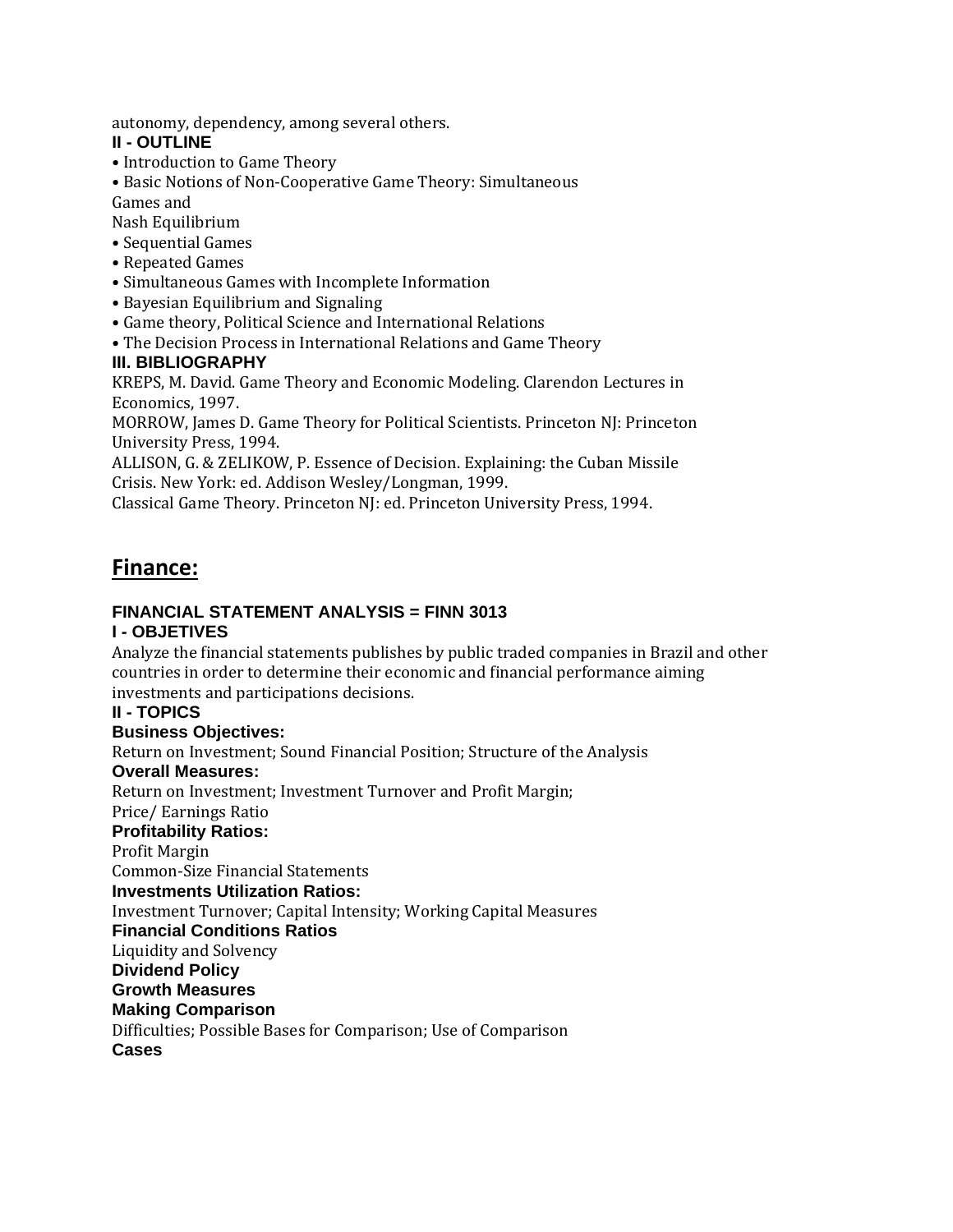autonomy, dependency, among several others.

**II - OUTLINE**

- Introduction to Game Theory
- Basic Notions of Non-Cooperative Game Theory: Simultaneous Games and Nash Equilibrium
- Sequential Games
- Repeated Games
- Simultaneous Games with Incomplete Information
- Bayesian Equilibrium and Signaling
- Game theory, Political Science and International Relations
- The Decision Process in International Relations and Game Theory

**III. BIBLIOGRAPHY**

KREPS, M. David. Game Theory and Economic Modeling. Clarendon Lectures in Economics, 1997.
MORROW, James D. Game Theory for Political Scientists. Princeton NJ: Princeton University Press, 1994.
ALLISON, G. & ZELIKOW, P. Essence of Decision. Explaining: the Cuban Missile Crisis. New York: ed. Addison Wesley/Longman, 1999.
Classical Game Theory. Princeton NJ: ed. Princeton University Press, 1994.

## Finance:

### FINANCIAL STATEMENT ANALYSIS = FINN 3013

**I - OBJETIVES**

Analyze the financial statements publishes by public traded companies in Brazil and other countries in order to determine their economic and financial performance aiming investments and participations decisions.

**II - TOPICS**

**Business Objectives:**
Return on Investment; Sound Financial Position; Structure of the Analysis

**Overall Measures:**
Return on Investment; Investment Turnover and Profit Margin;
Price/ Earnings Ratio

**Profitability Ratios:**
Profit Margin
Common-Size Financial Statements

**Investments Utilization Ratios:**
Investment Turnover; Capital Intensity; Working Capital Measures

**Financial Conditions Ratios**
Liquidity and Solvency

**Dividend Policy**

**Growth Measures**

**Making Comparison**
Difficulties; Possible Bases for Comparison; Use of Comparison

**Cases**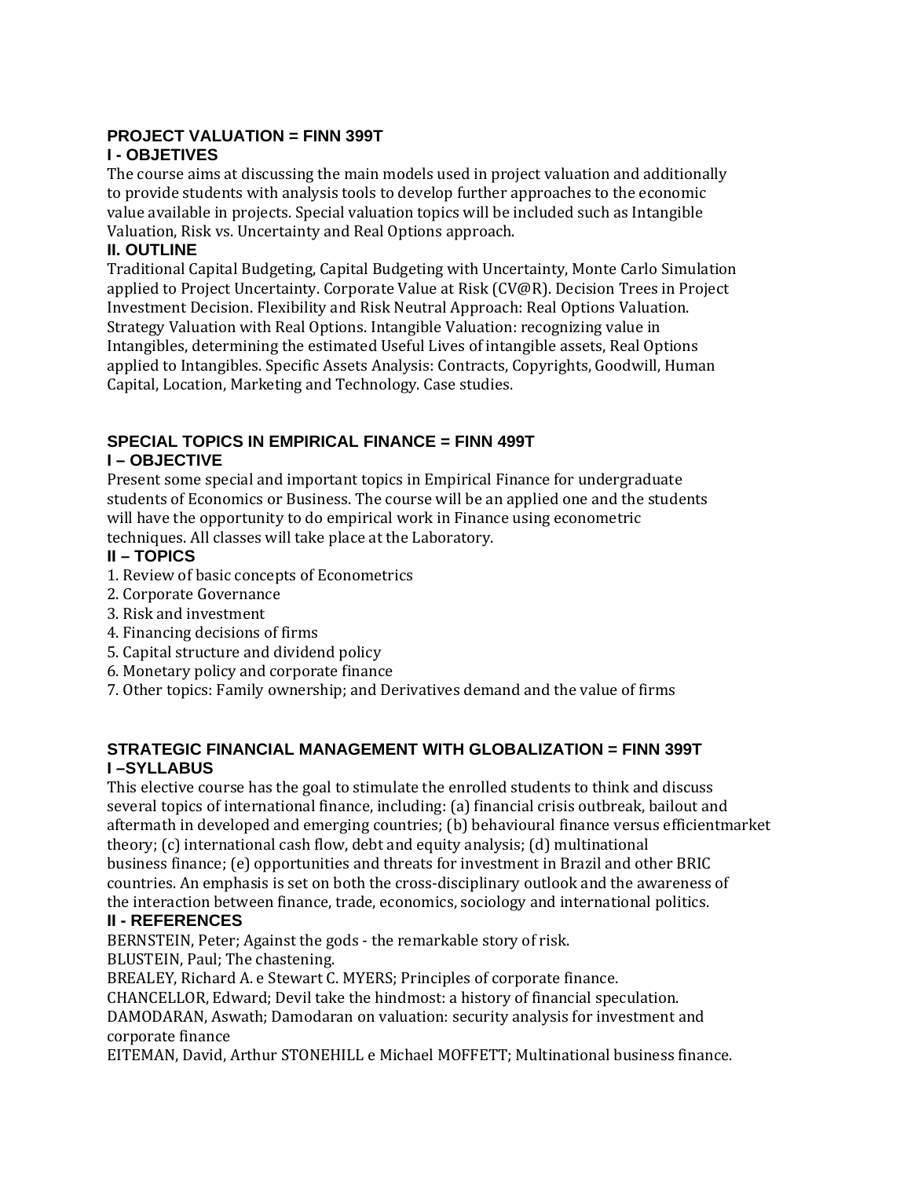## PROJECT VALUATION = FINN 399T

### I - OBJETIVES

The course aims at discussing the main models used in project valuation and additionally to provide students with analysis tools to develop further approaches to the economic value available in projects. Special valuation topics will be included such as Intangible Valuation, Risk vs. Uncertainty and Real Options approach.

### II. OUTLINE

Traditional Capital Budgeting, Capital Budgeting with Uncertainty, Monte Carlo Simulation applied to Project Uncertainty. Corporate Value at Risk (CV@R). Decision Trees in Project Investment Decision. Flexibility and Risk Neutral Approach: Real Options Valuation. Strategy Valuation with Real Options. Intangible Valuation: recognizing value in Intangibles, determining the estimated Useful Lives of intangible assets, Real Options applied to Intangibles. Specific Assets Analysis: Contracts, Copyrights, Goodwill, Human Capital, Location, Marketing and Technology. Case studies.

## SPECIAL TOPICS IN EMPIRICAL FINANCE = FINN 499T

### I – OBJECTIVE

Present some special and important topics in Empirical Finance for undergraduate students of Economics or Business. The course will be an applied one and the students will have the opportunity to do empirical work in Finance using econometric techniques. All classes will take place at the Laboratory.

### II – TOPICS

1. Review of basic concepts of Econometrics
2. Corporate Governance
3. Risk and investment
4. Financing decisions of firms
5. Capital structure and dividend policy
6. Monetary policy and corporate finance
7. Other topics: Family ownership; and Derivatives demand and the value of firms

## STRATEGIC FINANCIAL MANAGEMENT WITH GLOBALIZATION = FINN 399T

### I –SYLLABUS

This elective course has the goal to stimulate the enrolled students to think and discuss several topics of international finance, including: (a) financial crisis outbreak, bailout and aftermath in developed and emerging countries; (b) behavioural finance versus efficientmarket theory; (c) international cash flow, debt and equity analysis; (d) multinational business finance; (e) opportunities and threats for investment in Brazil and other BRIC countries. An emphasis is set on both the cross-disciplinary outlook and the awareness of the interaction between finance, trade, economics, sociology and international politics.

### II - REFERENCES

BERNSTEIN, Peter; Against the gods - the remarkable story of risk.
BLUSTEIN, Paul; The chastening.
BREALEY, Richard A. e Stewart C. MYERS; Principles of corporate finance.
CHANCELLOR, Edward; Devil take the hindmost: a history of financial speculation.
DAMODARAN, Aswath; Damodaran on valuation: security analysis for investment and corporate finance
EITEMAN, David, Arthur STONEHILL e Michael MOFFETT; Multinational business finance.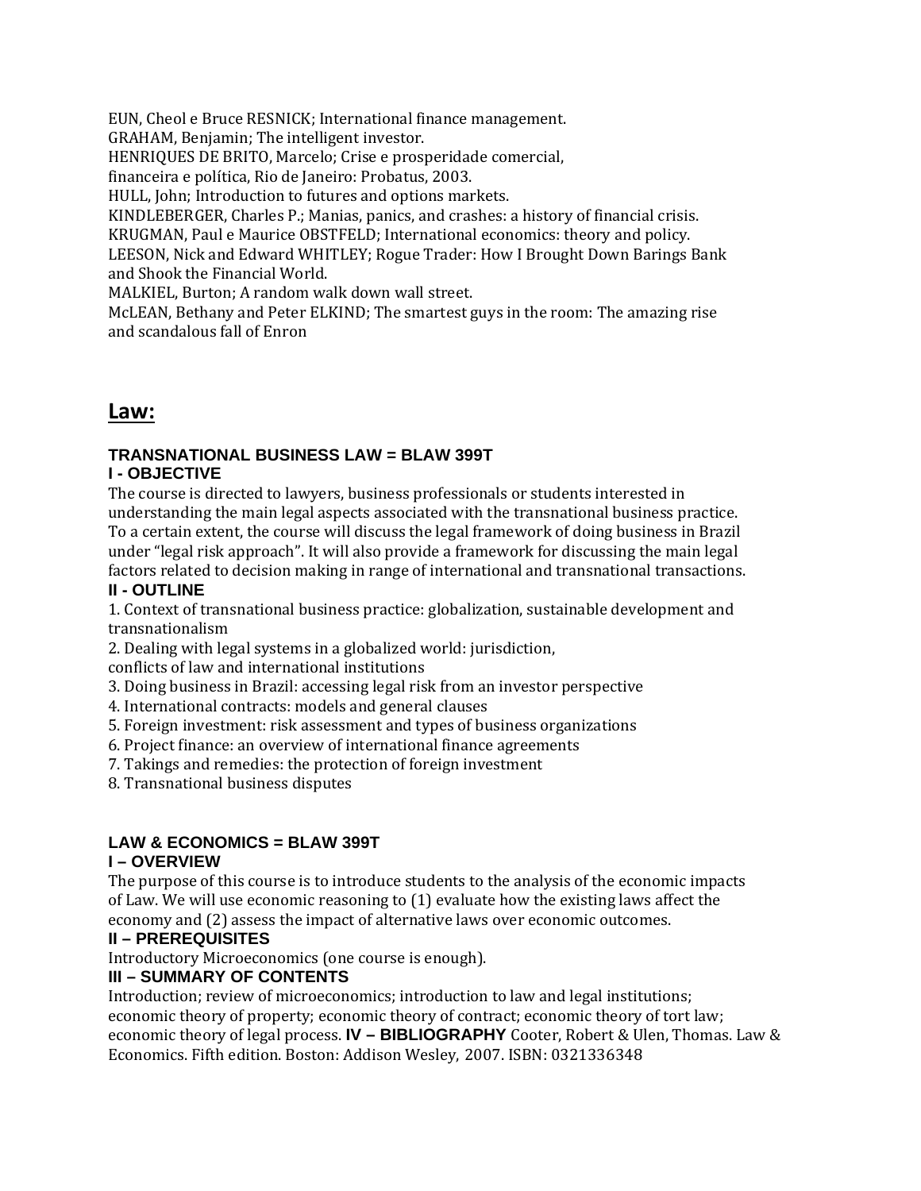EUN, Cheol e Bruce RESNICK; International finance management.
GRAHAM, Benjamin; The intelligent investor.
HENRIQUES DE BRITO, Marcelo; Crise e prosperidade comercial, financeira e política, Rio de Janeiro: Probatus, 2003.
HULL, John; Introduction to futures and options markets.
KINDLEBERGER, Charles P.; Manias, panics, and crashes: a history of financial crisis.
KRUGMAN, Paul e Maurice OBSTFELD; International economics: theory and policy.
LEESON, Nick and Edward WHITLEY; Rogue Trader: How I Brought Down Barings Bank and Shook the Financial World.
MALKIEL, Burton; A random walk down wall street.
McLEAN, Bethany and Peter ELKIND; The smartest guys in the room: The amazing rise and scandalous fall of Enron

## Law:

### TRANSNATIONAL BUSINESS LAW = BLAW 399T

#### I - OBJECTIVE

The course is directed to lawyers, business professionals or students interested in understanding the main legal aspects associated with the transnational business practice. To a certain extent, the course will discuss the legal framework of doing business in Brazil under "legal risk approach". It will also provide a framework for discussing the main legal factors related to decision making in range of international and transnational transactions.

#### II - OUTLINE

1. Context of transnational business practice: globalization, sustainable development and transnationalism
2. Dealing with legal systems in a globalized world: jurisdiction, conflicts of law and international institutions
3. Doing business in Brazil: accessing legal risk from an investor perspective
4. International contracts: models and general clauses
5. Foreign investment: risk assessment and types of business organizations
6. Project finance: an overview of international finance agreements
7. Takings and remedies: the protection of foreign investment
8. Transnational business disputes

### LAW & ECONOMICS = BLAW 399T

#### I – OVERVIEW

The purpose of this course is to introduce students to the analysis of the economic impacts of Law. We will use economic reasoning to (1) evaluate how the existing laws affect the economy and (2) assess the impact of alternative laws over economic outcomes.

#### II – PREREQUISITES

Introductory Microeconomics (one course is enough).

#### III – SUMMARY OF CONTENTS

Introduction; review of microeconomics; introduction to law and legal institutions; economic theory of property; economic theory of contract; economic theory of tort law; economic theory of legal process. **IV – BIBLIOGRAPHY** Cooter, Robert & Ulen, Thomas. Law & Economics. Fifth edition. Boston: Addison Wesley, 2007. ISBN: 0321336348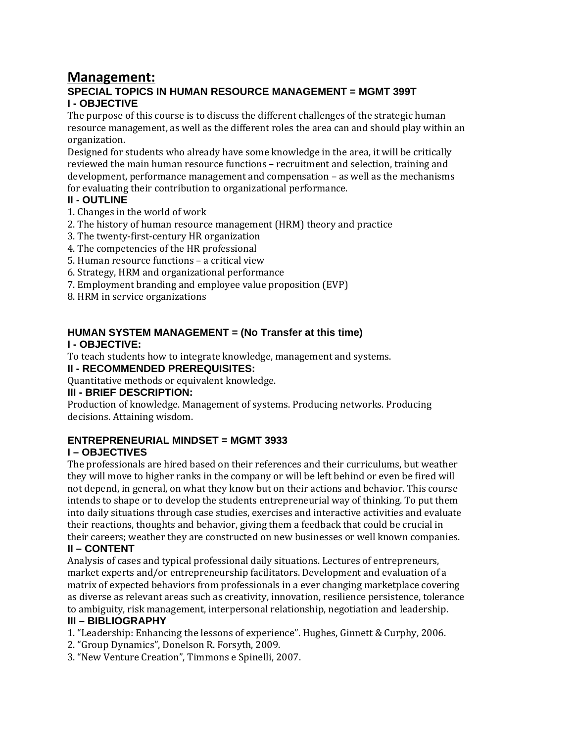# Management:

## SPECIAL TOPICS IN HUMAN RESOURCE MANAGEMENT = MGMT 399T

### I - OBJECTIVE

The purpose of this course is to discuss the different challenges of the strategic human resource management, as well as the different roles the area can and should play within an organization.

Designed for students who already have some knowledge in the area, it will be critically reviewed the main human resource functions – recruitment and selection, training and development, performance management and compensation – as well as the mechanisms for evaluating their contribution to organizational performance.

### II - OUTLINE

1. Changes in the world of work
2. The history of human resource management (HRM) theory and practice
3. The twenty-first-century HR organization
4. The competencies of the HR professional
5. Human resource functions – a critical view
6. Strategy, HRM and organizational performance
7. Employment branding and employee value proposition (EVP)
8. HRM in service organizations

## HUMAN SYSTEM MANAGEMENT = (No Transfer at this time)

### I - OBJECTIVE:

To teach students how to integrate knowledge, management and systems.

### II - RECOMMENDED PREREQUISITES:

Quantitative methods or equivalent knowledge.

### III - BRIEF DESCRIPTION:

Production of knowledge. Management of systems. Producing networks. Producing decisions. Attaining wisdom.

## ENTREPRENEURIAL MINDSET = MGMT 3933

### I – OBJECTIVES

The professionals are hired based on their references and their curriculums, but weather they will move to higher ranks in the company or will be left behind or even be fired will not depend, in general, on what they know but on their actions and behavior. This course intends to shape or to develop the students entrepreneurial way of thinking. To put them into daily situations through case studies, exercises and interactive activities and evaluate their reactions, thoughts and behavior, giving them a feedback that could be crucial in their careers; weather they are constructed on new businesses or well known companies.

### II – CONTENT

Analysis of cases and typical professional daily situations. Lectures of entrepreneurs, market experts and/or entrepreneurship facilitators. Development and evaluation of a matrix of expected behaviors from professionals in a ever changing marketplace covering as diverse as relevant areas such as creativity, innovation, resilience persistence, tolerance to ambiguity, risk management, interpersonal relationship, negotiation and leadership.

### III – BIBLIOGRAPHY

1. "Leadership: Enhancing the lessons of experience". Hughes, Ginnett & Curphy, 2006.
2. "Group Dynamics", Donelson R. Forsyth, 2009.
3. "New Venture Creation", Timmons e Spinelli, 2007.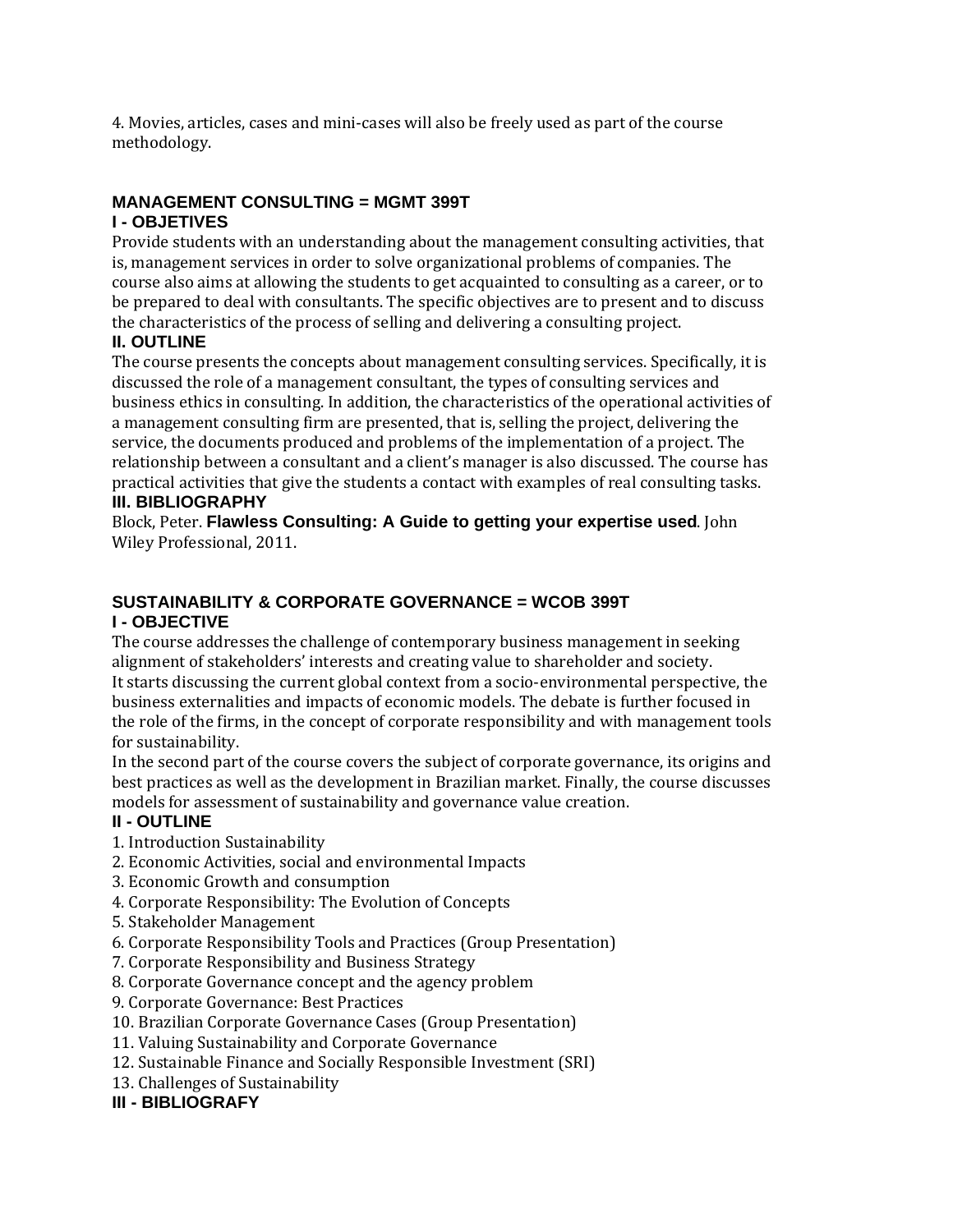4. Movies, articles, cases and mini-cases will also be freely used as part of the course methodology.

## MANAGEMENT CONSULTING = MGMT 399T

### I - OBJETIVES

Provide students with an understanding about the management consulting activities, that is, management services in order to solve organizational problems of companies. The course also aims at allowing the students to get acquainted to consulting as a career, or to be prepared to deal with consultants. The specific objectives are to present and to discuss the characteristics of the process of selling and delivering a consulting project.

### II. OUTLINE

The course presents the concepts about management consulting services. Specifically, it is discussed the role of a management consultant, the types of consulting services and business ethics in consulting. In addition, the characteristics of the operational activities of a management consulting firm are presented, that is, selling the project, delivering the service, the documents produced and problems of the implementation of a project. The relationship between a consultant and a client's manager is also discussed. The course has practical activities that give the students a contact with examples of real consulting tasks.

### III. BIBLIOGRAPHY

Block, Peter. **Flawless Consulting: A Guide to getting your expertise used**. John Wiley Professional, 2011.

## SUSTAINABILITY & CORPORATE GOVERNANCE = WCOB 399T

### I - OBJECTIVE

The course addresses the challenge of contemporary business management in seeking alignment of stakeholders' interests and creating value to shareholder and society.
It starts discussing the current global context from a socio-environmental perspective, the business externalities and impacts of economic models. The debate is further focused in the role of the firms, in the concept of corporate responsibility and with management tools for sustainability.
In the second part of the course covers the subject of corporate governance, its origins and best practices as well as the development in Brazilian market. Finally, the course discusses models for assessment of sustainability and governance value creation.

### II - OUTLINE

1. Introduction Sustainability
2. Economic Activities, social and environmental Impacts
3. Economic Growth and consumption
4. Corporate Responsibility: The Evolution of Concepts
5. Stakeholder Management
6. Corporate Responsibility Tools and Practices (Group Presentation)
7. Corporate Responsibility and Business Strategy
8. Corporate Governance concept and the agency problem
9. Corporate Governance: Best Practices
10. Brazilian Corporate Governance Cases (Group Presentation)
11. Valuing Sustainability and Corporate Governance
12. Sustainable Finance and Socially Responsible Investment (SRI)
13. Challenges of Sustainability

### III - BIBLIOGRAFY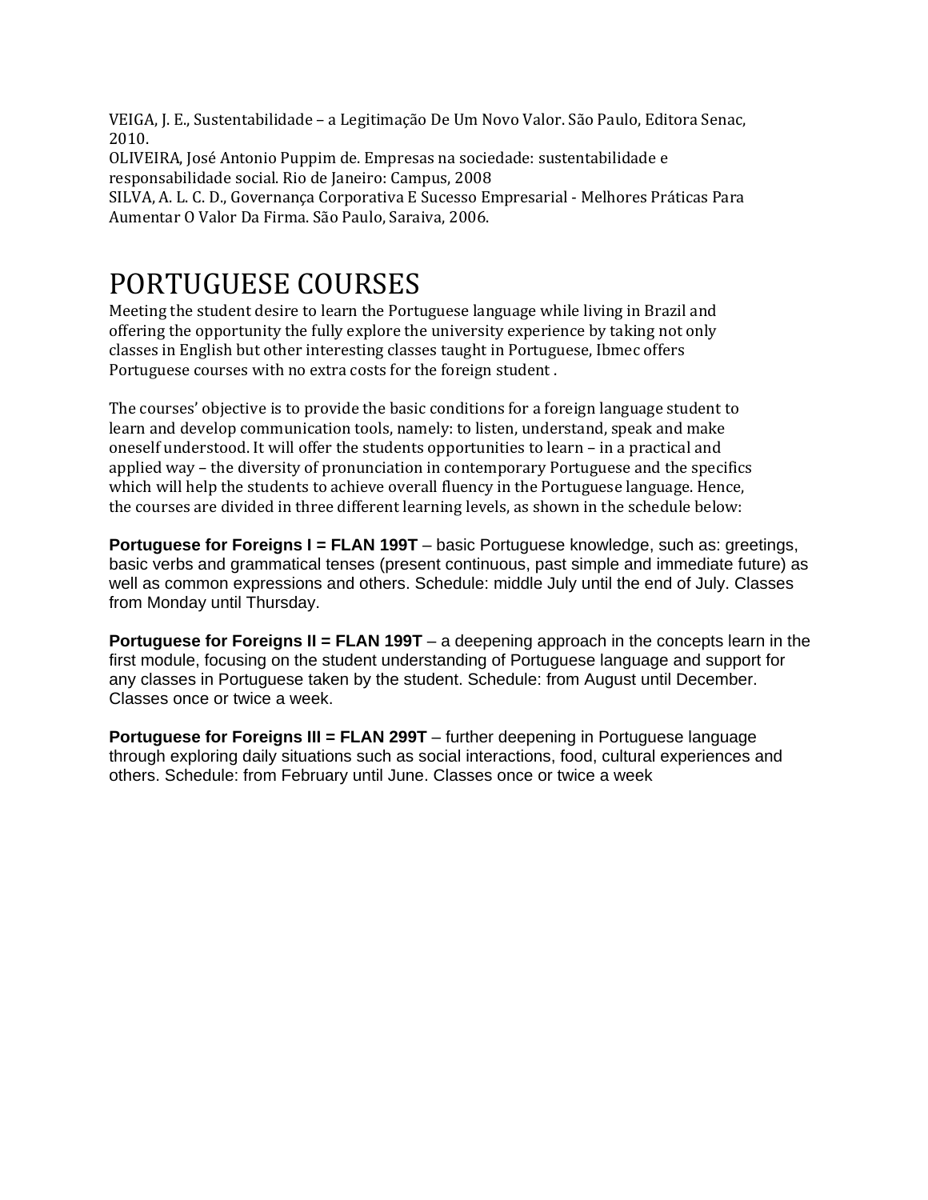VEIGA, J. E., Sustentabilidade – a Legitimação De Um Novo Valor. São Paulo, Editora Senac, 2010.
OLIVEIRA, José Antonio Puppim de. Empresas na sociedade: sustentabilidade e responsabilidade social. Rio de Janeiro: Campus, 2008
SILVA, A. L. C. D., Governança Corporativa E Sucesso Empresarial - Melhores Práticas Para Aumentar O Valor Da Firma. São Paulo, Saraiva, 2006.

# PORTUGUESE COURSES

Meeting the student desire to learn the Portuguese language while living in Brazil and offering the opportunity the fully explore the university experience by taking not only classes in English but other interesting classes taught in Portuguese, Ibmec offers Portuguese courses with no extra costs for the foreign student .

The courses' objective is to provide the basic conditions for a foreign language student to learn and develop communication tools, namely: to listen, understand, speak and make oneself understood. It will offer the students opportunities to learn – in a practical and applied way – the diversity of pronunciation in contemporary Portuguese and the specifics which will help the students to achieve overall fluency in the Portuguese language. Hence, the courses are divided in three different learning levels, as shown in the schedule below:

**Portuguese for Foreigns I = FLAN 199T** – basic Portuguese knowledge, such as: greetings, basic verbs and grammatical tenses (present continuous, past simple and immediate future) as well as common expressions and others. Schedule: middle July until the end of July. Classes from Monday until Thursday.

**Portuguese for Foreigns II = FLAN 199T** – a deepening approach in the concepts learn in the first module, focusing on the student understanding of Portuguese language and support for any classes in Portuguese taken by the student. Schedule: from August until December. Classes once or twice a week.

**Portuguese for Foreigns III = FLAN 299T** – further deepening in Portuguese language through exploring daily situations such as social interactions, food, cultural experiences and others. Schedule: from February until June. Classes once or twice a week